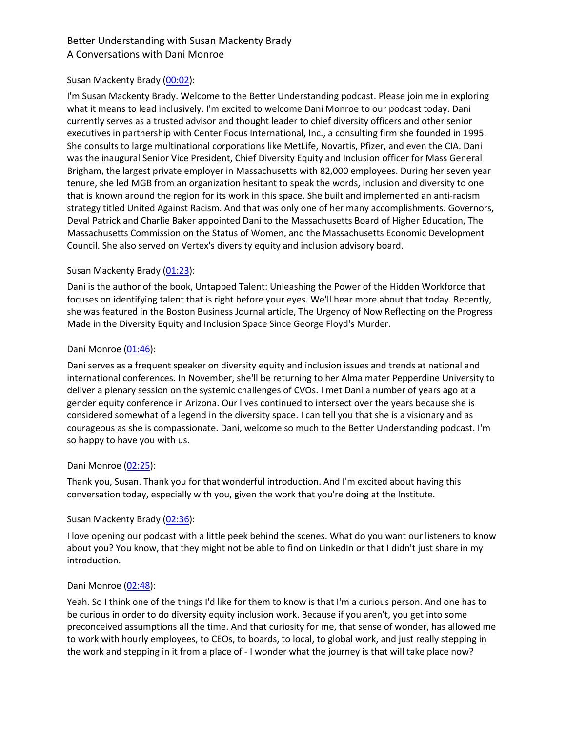Better Understanding with Susan Mackenty Brady
A Conversations with Dani Monroe

Susan Mackenty Brady ([00:02](#)):

I'm Susan Mackenty Brady. Welcome to the Better Understanding podcast. Please join me in exploring what it means to lead inclusively. I'm excited to welcome Dani Monroe to our podcast today. Dani currently serves as a trusted advisor and thought leader to chief diversity officers and other senior executives in partnership with Center Focus International, Inc., a consulting firm she founded in 1995. She consults to large multinational corporations like MetLife, Novartis, Pfizer, and even the CIA. Dani was the inaugural Senior Vice President, Chief Diversity Equity and Inclusion officer for Mass General Brigham, the largest private employer in Massachusetts with 82,000 employees. During her seven year tenure, she led MGB from an organization hesitant to speak the words, inclusion and diversity to one that is known around the region for its work in this space. She built and implemented an anti-racism strategy titled United Against Racism. And that was only one of her many accomplishments. Governors, Deval Patrick and Charlie Baker appointed Dani to the Massachusetts Board of Higher Education, The Massachusetts Commission on the Status of Women, and the Massachusetts Economic Development Council. She also served on Vertex's diversity equity and inclusion advisory board.

Susan Mackenty Brady ([01:23](#)):

Dani is the author of the book, Untapped Talent: Unleashing the Power of the Hidden Workforce that focuses on identifying talent that is right before your eyes. We'll hear more about that today. Recently, she was featured in the Boston Business Journal article, The Urgency of Now Reflecting on the Progress Made in the Diversity Equity and Inclusion Space Since George Floyd's Murder.

Dani Monroe ([01:46](#)):

Dani serves as a frequent speaker on diversity equity and inclusion issues and trends at national and international conferences. In November, she'll be returning to her Alma mater Pepperdine University to deliver a plenary session on the systemic challenges of CVOs. I met Dani a number of years ago at a gender equity conference in Arizona. Our lives continued to intersect over the years because she is considered somewhat of a legend in the diversity space. I can tell you that she is a visionary and as courageous as she is compassionate. Dani, welcome so much to the Better Understanding podcast. I'm so happy to have you with us.

Dani Monroe ([02:25](#)):

Thank you, Susan. Thank you for that wonderful introduction. And I'm excited about having this conversation today, especially with you, given the work that you're doing at the Institute.

Susan Mackenty Brady ([02:36](#)):

I love opening our podcast with a little peek behind the scenes. What do you want our listeners to know about you? You know, that they might not be able to find on LinkedIn or that I didn't just share in my introduction.

Dani Monroe ([02:48](#)):

Yeah. So I think one of the things I'd like for them to know is that I'm a curious person. And one has to be curious in order to do diversity equity inclusion work. Because if you aren't, you get into some preconceived assumptions all the time. And that curiosity for me, that sense of wonder, has allowed me to work with hourly employees, to CEOs, to boards, to local, to global work, and just really stepping in the work and stepping in it from a place of - I wonder what the journey is that will take place now?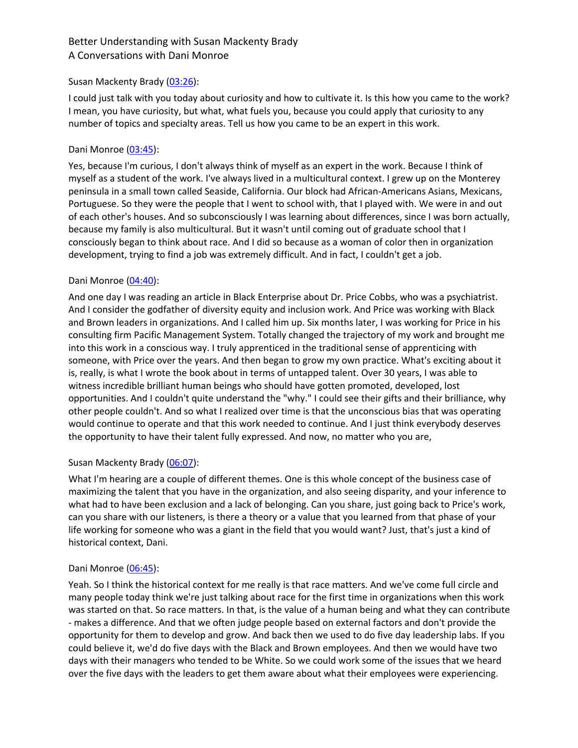Susan Mackenty Brady ([03:26](#)):

I could just talk with you today about curiosity and how to cultivate it. Is this how you came to the work? I mean, you have curiosity, but what, what fuels you, because you could apply that curiosity to any number of topics and specialty areas. Tell us how you came to be an expert in this work.

Dani Monroe ([03:45](#)):

Yes, because I'm curious, I don't always think of myself as an expert in the work. Because I think of myself as a student of the work. I've always lived in a multicultural context. I grew up on the Monterey peninsula in a small town called Seaside, California. Our block had African-Americans Asians, Mexicans, Portuguese. So they were the people that I went to school with, that I played with. We were in and out of each other's houses. And so subconsciously I was learning about differences, since I was born actually, because my family is also multicultural. But it wasn't until coming out of graduate school that I consciously began to think about race. And I did so because as a woman of color then in organization development, trying to find a job was extremely difficult. And in fact, I couldn't get a job.

Dani Monroe ([04:40](#)):

And one day I was reading an article in Black Enterprise about Dr. Price Cobbs, who was a psychiatrist. And I consider the godfather of diversity equity and inclusion work. And Price was working with Black and Brown leaders in organizations. And I called him up. Six months later, I was working for Price in his consulting firm Pacific Management System. Totally changed the trajectory of my work and brought me into this work in a conscious way. I truly apprenticed in the traditional sense of apprenticing with someone, with Price over the years. And then began to grow my own practice. What's exciting about it is, really, is what I wrote the book about in terms of untapped talent. Over 30 years, I was able to witness incredible brilliant human beings who should have gotten promoted, developed, lost opportunities. And I couldn't quite understand the "why." I could see their gifts and their brilliance, why other people couldn't. And so what I realized over time is that the unconscious bias that was operating would continue to operate and that this work needed to continue. And I just think everybody deserves the opportunity to have their talent fully expressed. And now, no matter who you are,

Susan Mackenty Brady ([06:07](#)):

What I'm hearing are a couple of different themes. One is this whole concept of the business case of maximizing the talent that you have in the organization, and also seeing disparity, and your inference to what had to have been exclusion and a lack of belonging. Can you share, just going back to Price's work, can you share with our listeners, is there a theory or a value that you learned from that phase of your life working for someone who was a giant in the field that you would want? Just, that's just a kind of historical context, Dani.

Dani Monroe ([06:45](#)):

Yeah. So I think the historical context for me really is that race matters. And we've come full circle and many people today think we're just talking about race for the first time in organizations when this work was started on that. So race matters. In that, is the value of a human being and what they can contribute - makes a difference. And that we often judge people based on external factors and don't provide the opportunity for them to develop and grow. And back then we used to do five day leadership labs. If you could believe it, we'd do five days with the Black and Brown employees. And then we would have two days with their managers who tended to be White. So we could work some of the issues that we heard over the five days with the leaders to get them aware about what their employees were experiencing.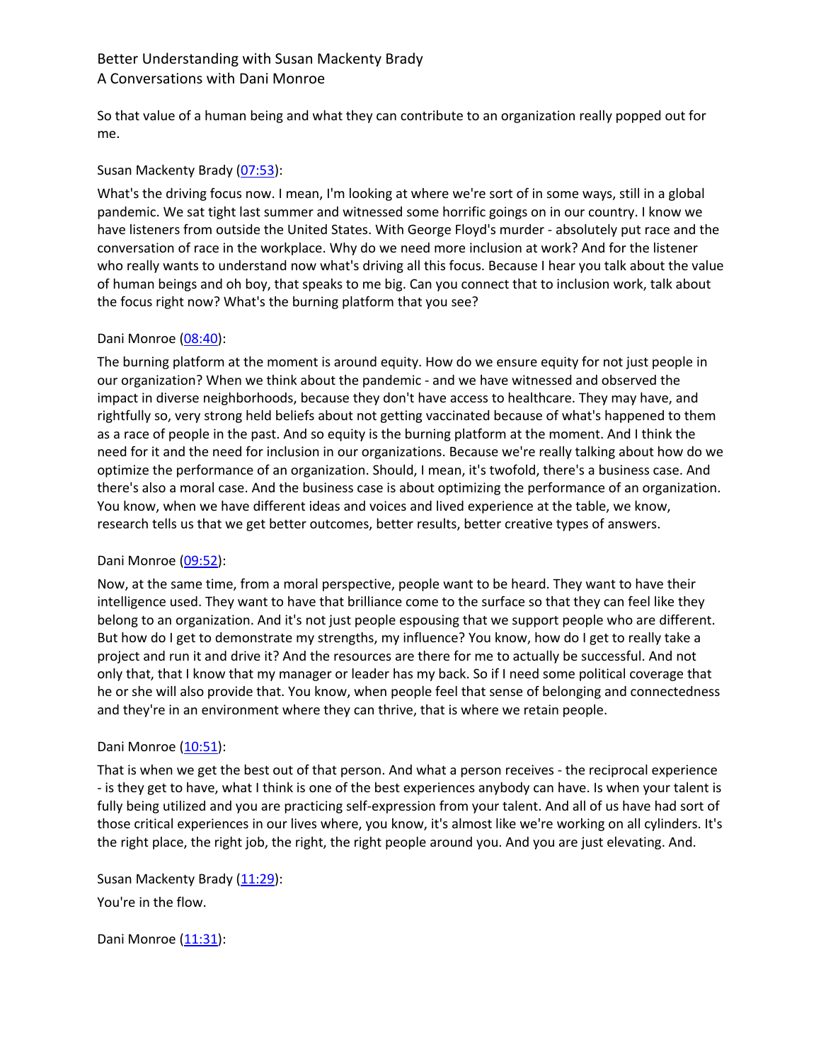So that value of a human being and what they can contribute to an organization really popped out for me.

Susan Mackenty Brady ([07:53](#)):

What's the driving focus now. I mean, I'm looking at where we're sort of in some ways, still in a global pandemic. We sat tight last summer and witnessed some horrific goings on in our country. I know we have listeners from outside the United States. With George Floyd's murder - absolutely put race and the conversation of race in the workplace. Why do we need more inclusion at work? And for the listener who really wants to understand now what's driving all this focus. Because I hear you talk about the value of human beings and oh boy, that speaks to me big. Can you connect that to inclusion work, talk about the focus right now? What's the burning platform that you see?

Dani Monroe ([08:40](#)):

The burning platform at the moment is around equity. How do we ensure equity for not just people in our organization? When we think about the pandemic - and we have witnessed and observed the impact in diverse neighborhoods, because they don't have access to healthcare. They may have, and rightfully so, very strong held beliefs about not getting vaccinated because of what's happened to them as a race of people in the past. And so equity is the burning platform at the moment. And I think the need for it and the need for inclusion in our organizations. Because we're really talking about how do we optimize the performance of an organization. Should, I mean, it's twofold, there's a business case. And there's also a moral case. And the business case is about optimizing the performance of an organization. You know, when we have different ideas and voices and lived experience at the table, we know, research tells us that we get better outcomes, better results, better creative types of answers.

Dani Monroe ([09:52](#)):

Now, at the same time, from a moral perspective, people want to be heard. They want to have their intelligence used. They want to have that brilliance come to the surface so that they can feel like they belong to an organization. And it's not just people espousing that we support people who are different. But how do I get to demonstrate my strengths, my influence? You know, how do I get to really take a project and run it and drive it? And the resources are there for me to actually be successful. And not only that, that I know that my manager or leader has my back. So if I need some political coverage that he or she will also provide that. You know, when people feel that sense of belonging and connectedness and they're in an environment where they can thrive, that is where we retain people.

Dani Monroe ([10:51](#)):

That is when we get the best out of that person. And what a person receives - the reciprocal experience - is they get to have, what I think is one of the best experiences anybody can have. Is when your talent is fully being utilized and you are practicing self-expression from your talent. And all of us have had sort of those critical experiences in our lives where, you know, it's almost like we're working on all cylinders. It's the right place, the right job, the right, the right people around you. And you are just elevating. And.

Susan Mackenty Brady ([11:29](#)):

You're in the flow.

Dani Monroe ([11:31](#)):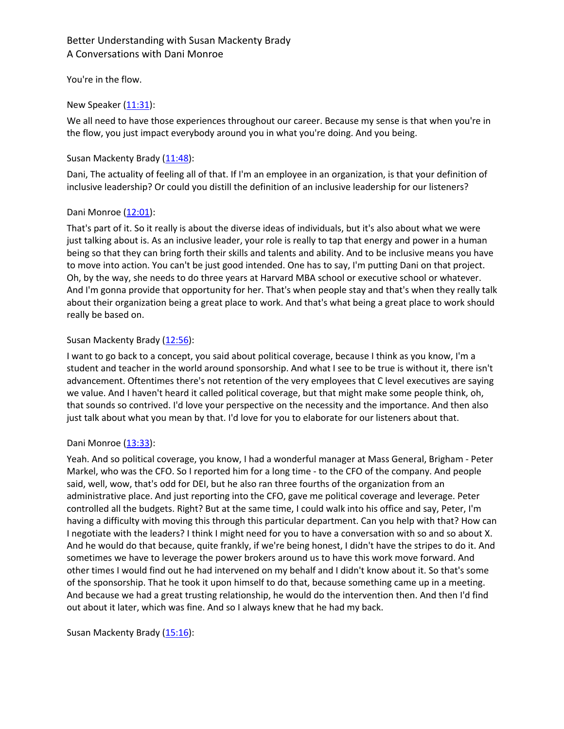You're in the flow.

New Speaker ([11:31](#)):

We all need to have those experiences throughout our career. Because my sense is that when you're in the flow, you just impact everybody around you in what you're doing. And you being.

Susan Mackenty Brady ([11:48](#)):

Dani, The actuality of feeling all of that. If I'm an employee in an organization, is that your definition of inclusive leadership? Or could you distill the definition of an inclusive leadership for our listeners?

Dani Monroe ([12:01](#)):

That's part of it. So it really is about the diverse ideas of individuals, but it's also about what we were just talking about is. As an inclusive leader, your role is really to tap that energy and power in a human being so that they can bring forth their skills and talents and ability. And to be inclusive means you have to move into action. You can't be just good intended. One has to say, I'm putting Dani on that project. Oh, by the way, she needs to do three years at Harvard MBA school or executive school or whatever. And I'm gonna provide that opportunity for her. That's when people stay and that's when they really talk about their organization being a great place to work. And that's what being a great place to work should really be based on.

Susan Mackenty Brady ([12:56](#)):

I want to go back to a concept, you said about political coverage, because I think as you know, I'm a student and teacher in the world around sponsorship. And what I see to be true is without it, there isn't advancement. Oftentimes there's not retention of the very employees that C level executives are saying we value. And I haven't heard it called political coverage, but that might make some people think, oh, that sounds so contrived. I'd love your perspective on the necessity and the importance. And then also just talk about what you mean by that. I'd love for you to elaborate for our listeners about that.

Dani Monroe ([13:33](#)):

Yeah. And so political coverage, you know, I had a wonderful manager at Mass General, Brigham - Peter Markel, who was the CFO. So I reported him for a long time - to the CFO of the company. And people said, well, wow, that's odd for DEI, but he also ran three fourths of the organization from an administrative place. And just reporting into the CFO, gave me political coverage and leverage. Peter controlled all the budgets. Right? But at the same time, I could walk into his office and say, Peter, I'm having a difficulty with moving this through this particular department. Can you help with that? How can I negotiate with the leaders? I think I might need for you to have a conversation with so and so about X. And he would do that because, quite frankly, if we're being honest, I didn't have the stripes to do it. And sometimes we have to leverage the power brokers around us to have this work move forward. And other times I would find out he had intervened on my behalf and I didn't know about it. So that's some of the sponsorship. That he took it upon himself to do that, because something came up in a meeting. And because we had a great trusting relationship, he would do the intervention then. And then I'd find out about it later, which was fine. And so I always knew that he had my back.

Susan Mackenty Brady ([15:16](#)):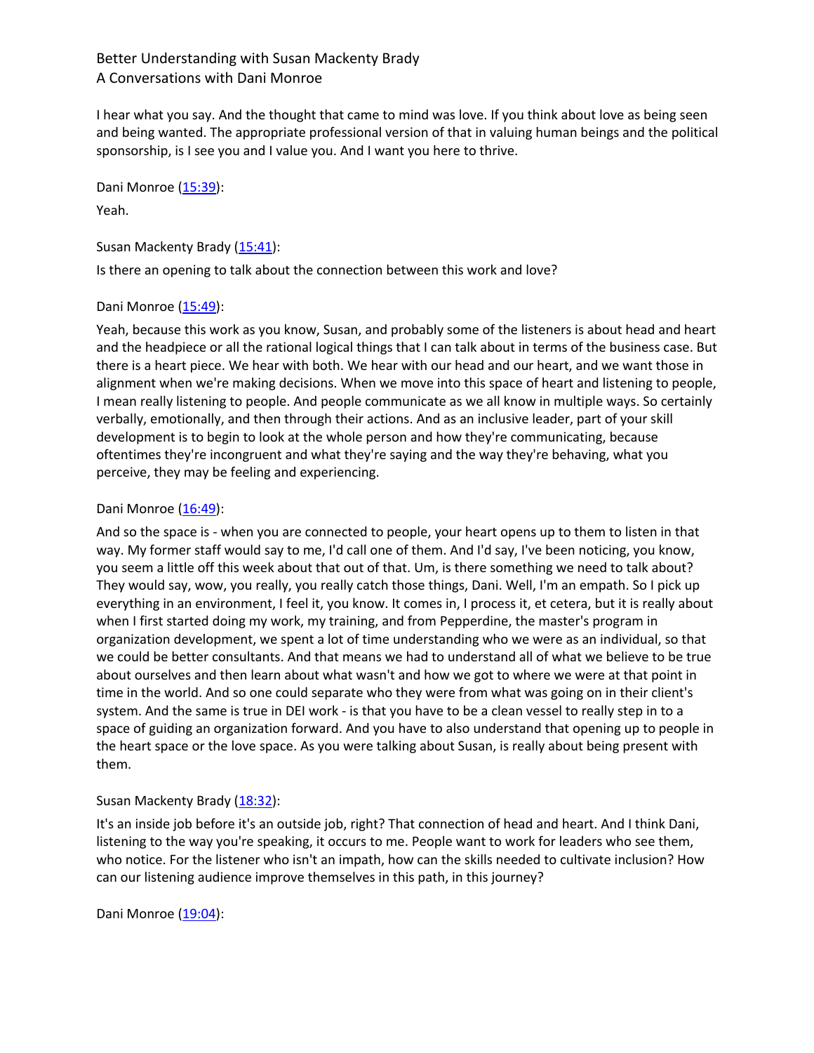I hear what you say. And the thought that came to mind was love. If you think about love as being seen and being wanted. The appropriate professional version of that in valuing human beings and the political sponsorship, is I see you and I value you. And I want you here to thrive.

Dani Monroe (15:39):

Yeah.

Susan Mackenty Brady (15:41):

Is there an opening to talk about the connection between this work and love?

Dani Monroe (15:49):

Yeah, because this work as you know, Susan, and probably some of the listeners is about head and heart and the headpiece or all the rational logical things that I can talk about in terms of the business case. But there is a heart piece. We hear with both. We hear with our head and our heart, and we want those in alignment when we're making decisions. When we move into this space of heart and listening to people, I mean really listening to people. And people communicate as we all know in multiple ways. So certainly verbally, emotionally, and then through their actions. And as an inclusive leader, part of your skill development is to begin to look at the whole person and how they're communicating, because oftentimes they're incongruent and what they're saying and the way they're behaving, what you perceive, they may be feeling and experiencing.

Dani Monroe (16:49):

And so the space is - when you are connected to people, your heart opens up to them to listen in that way. My former staff would say to me, I'd call one of them. And I'd say, I've been noticing, you know, you seem a little off this week about that out of that. Um, is there something we need to talk about? They would say, wow, you really, you really catch those things, Dani. Well, I'm an empath. So I pick up everything in an environment, I feel it, you know. It comes in, I process it, et cetera, but it is really about when I first started doing my work, my training, and from Pepperdine, the master's program in organization development, we spent a lot of time understanding who we were as an individual, so that we could be better consultants. And that means we had to understand all of what we believe to be true about ourselves and then learn about what wasn't and how we got to where we were at that point in time in the world. And so one could separate who they were from what was going on in their client's system. And the same is true in DEI work - is that you have to be a clean vessel to really step in to a space of guiding an organization forward. And you have to also understand that opening up to people in the heart space or the love space. As you were talking about Susan, is really about being present with them.

Susan Mackenty Brady (18:32):

It's an inside job before it's an outside job, right? That connection of head and heart. And I think Dani, listening to the way you're speaking, it occurs to me. People want to work for leaders who see them, who notice. For the listener who isn't an impath, how can the skills needed to cultivate inclusion? How can our listening audience improve themselves in this path, in this journey?

Dani Monroe (19:04):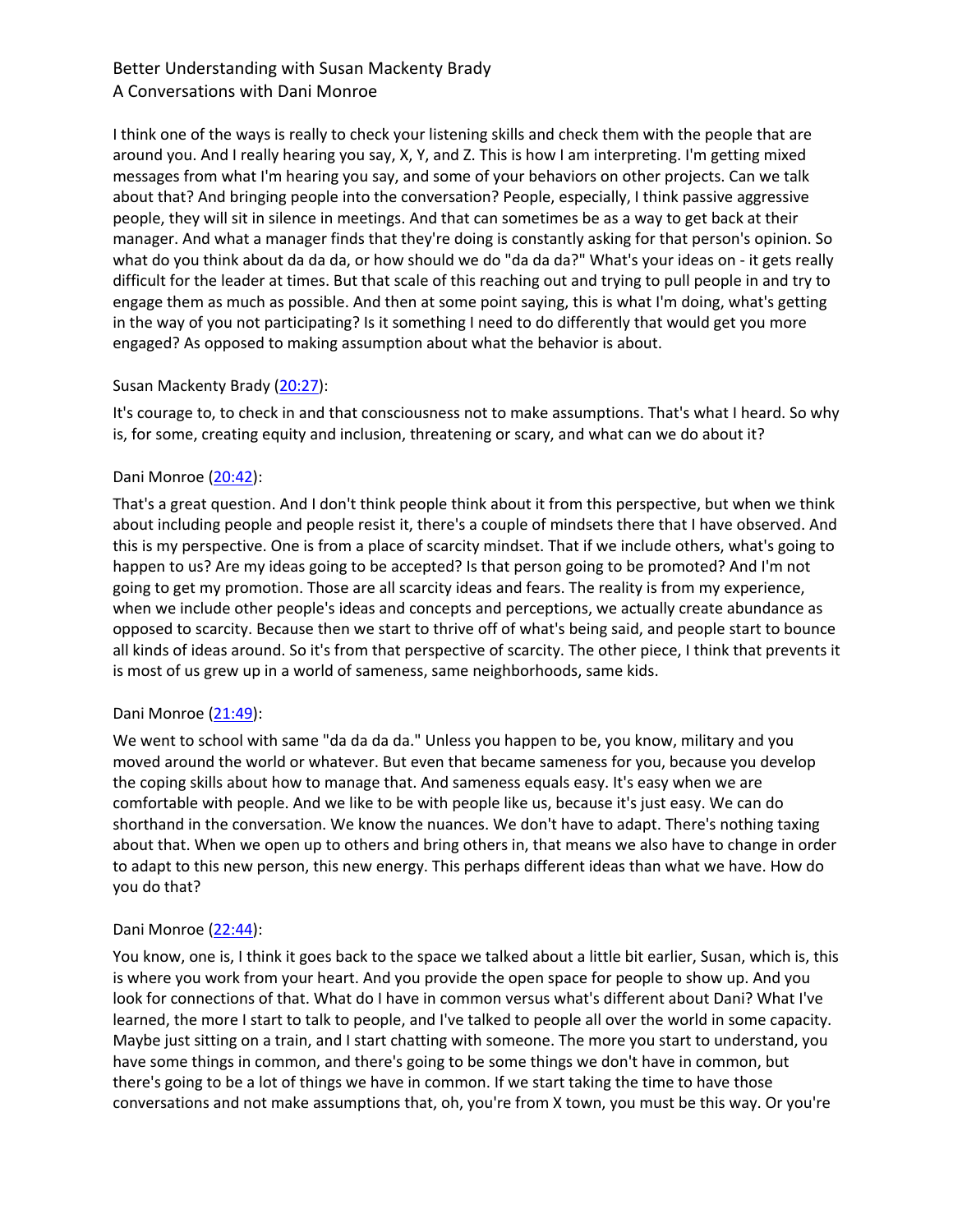I think one of the ways is really to check your listening skills and check them with the people that are around you. And I really hearing you say, X, Y, and Z. This is how I am interpreting. I'm getting mixed messages from what I'm hearing you say, and some of your behaviors on other projects. Can we talk about that? And bringing people into the conversation? People, especially, I think passive aggressive people, they will sit in silence in meetings. And that can sometimes be as a way to get back at their manager. And what a manager finds that they're doing is constantly asking for that person's opinion. So what do you think about da da da, or how should we do "da da da?" What's your ideas on - it gets really difficult for the leader at times. But that scale of this reaching out and trying to pull people in and try to engage them as much as possible. And then at some point saying, this is what I'm doing, what's getting in the way of you not participating? Is it something I need to do differently that would get you more engaged? As opposed to making assumption about what the behavior is about.

Susan Mackenty Brady ([20:27]):

It's courage to, to check in and that consciousness not to make assumptions. That's what I heard. So why is, for some, creating equity and inclusion, threatening or scary, and what can we do about it?

Dani Monroe ([20:42]):

That's a great question. And I don't think people think about it from this perspective, but when we think about including people and people resist it, there's a couple of mindsets there that I have observed. And this is my perspective. One is from a place of scarcity mindset. That if we include others, what's going to happen to us? Are my ideas going to be accepted? Is that person going to be promoted? And I'm not going to get my promotion. Those are all scarcity ideas and fears. The reality is from my experience, when we include other people's ideas and concepts and perceptions, we actually create abundance as opposed to scarcity. Because then we start to thrive off of what's being said, and people start to bounce all kinds of ideas around. So it's from that perspective of scarcity. The other piece, I think that prevents it is most of us grew up in a world of sameness, same neighborhoods, same kids.

Dani Monroe ([21:49]):

We went to school with same "da da da da." Unless you happen to be, you know, military and you moved around the world or whatever. But even that became sameness for you, because you develop the coping skills about how to manage that. And sameness equals easy. It's easy when we are comfortable with people. And we like to be with people like us, because it's just easy. We can do shorthand in the conversation. We know the nuances. We don't have to adapt. There's nothing taxing about that. When we open up to others and bring others in, that means we also have to change in order to adapt to this new person, this new energy. This perhaps different ideas than what we have. How do you do that?

Dani Monroe ([22:44]):

You know, one is, I think it goes back to the space we talked about a little bit earlier, Susan, which is, this is where you work from your heart. And you provide the open space for people to show up. And you look for connections of that. What do I have in common versus what's different about Dani? What I've learned, the more I start to talk to people, and I've talked to people all over the world in some capacity. Maybe just sitting on a train, and I start chatting with someone. The more you start to understand, you have some things in common, and there's going to be some things we don't have in common, but there's going to be a lot of things we have in common. If we start taking the time to have those conversations and not make assumptions that, oh, you're from X town, you must be this way. Or you're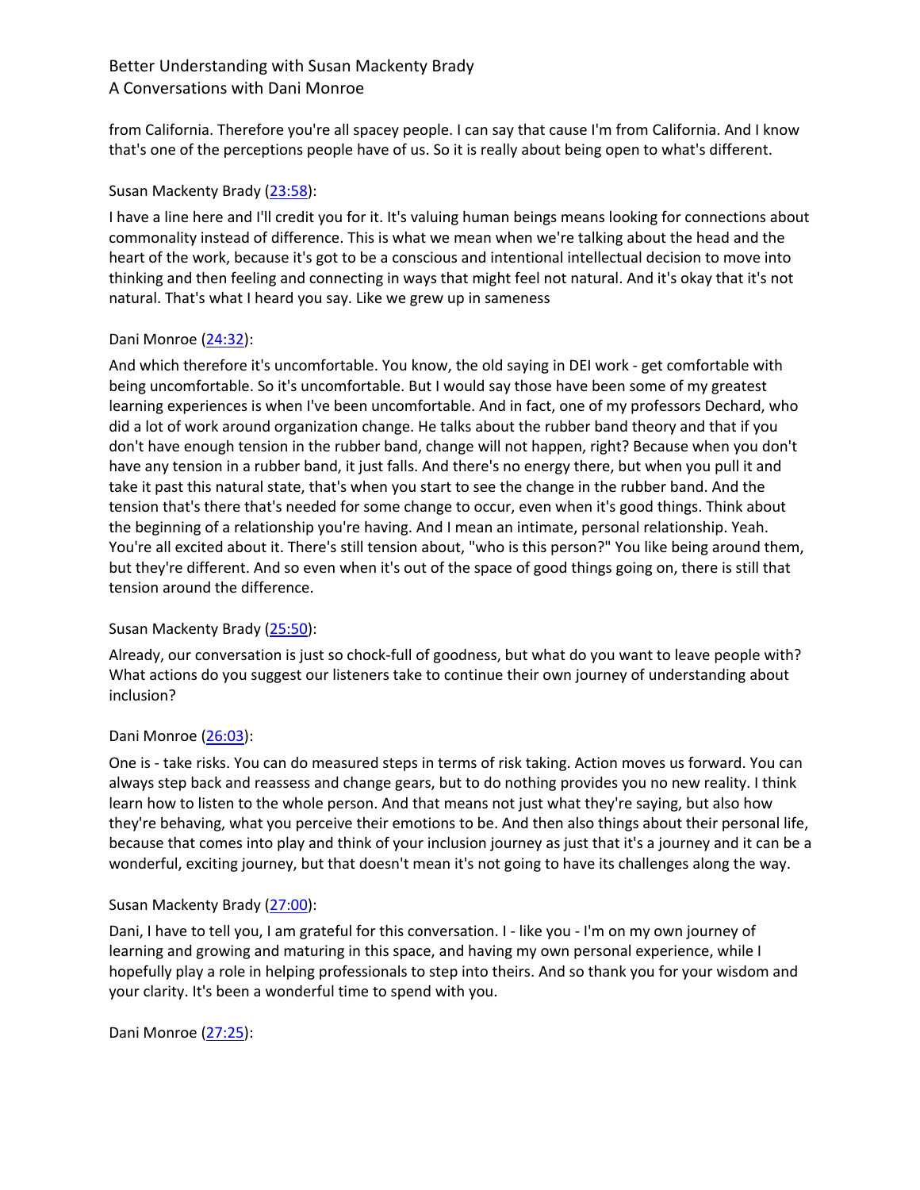from California. Therefore you're all spacey people. I can say that cause I'm from California. And I know that's one of the perceptions people have of us. So it is really about being open to what's different.

Susan Mackenty Brady (23:58):

I have a line here and I'll credit you for it. It's valuing human beings means looking for connections about commonality instead of difference. This is what we mean when we're talking about the head and the heart of the work, because it's got to be a conscious and intentional intellectual decision to move into thinking and then feeling and connecting in ways that might feel not natural. And it's okay that it's not natural. That's what I heard you say. Like we grew up in sameness

Dani Monroe (24:32):

And which therefore it's uncomfortable. You know, the old saying in DEI work - get comfortable with being uncomfortable. So it's uncomfortable. But I would say those have been some of my greatest learning experiences is when I've been uncomfortable. And in fact, one of my professors Dechard, who did a lot of work around organization change. He talks about the rubber band theory and that if you don't have enough tension in the rubber band, change will not happen, right? Because when you don't have any tension in a rubber band, it just falls. And there's no energy there, but when you pull it and take it past this natural state, that's when you start to see the change in the rubber band. And the tension that's there that's needed for some change to occur, even when it's good things. Think about the beginning of a relationship you're having. And I mean an intimate, personal relationship. Yeah. You're all excited about it. There's still tension about, "who is this person?" You like being around them, but they're different. And so even when it's out of the space of good things going on, there is still that tension around the difference.

Susan Mackenty Brady (25:50):

Already, our conversation is just so chock-full of goodness, but what do you want to leave people with? What actions do you suggest our listeners take to continue their own journey of understanding about inclusion?

Dani Monroe (26:03):

One is - take risks. You can do measured steps in terms of risk taking. Action moves us forward. You can always step back and reassess and change gears, but to do nothing provides you no new reality. I think learn how to listen to the whole person. And that means not just what they're saying, but also how they're behaving, what you perceive their emotions to be. And then also things about their personal life, because that comes into play and think of your inclusion journey as just that it's a journey and it can be a wonderful, exciting journey, but that doesn't mean it's not going to have its challenges along the way.

Susan Mackenty Brady (27:00):

Dani, I have to tell you, I am grateful for this conversation. I - like you - I'm on my own journey of learning and growing and maturing in this space, and having my own personal experience, while I hopefully play a role in helping professionals to step into theirs. And so thank you for your wisdom and your clarity. It's been a wonderful time to spend with you.

Dani Monroe (27:25):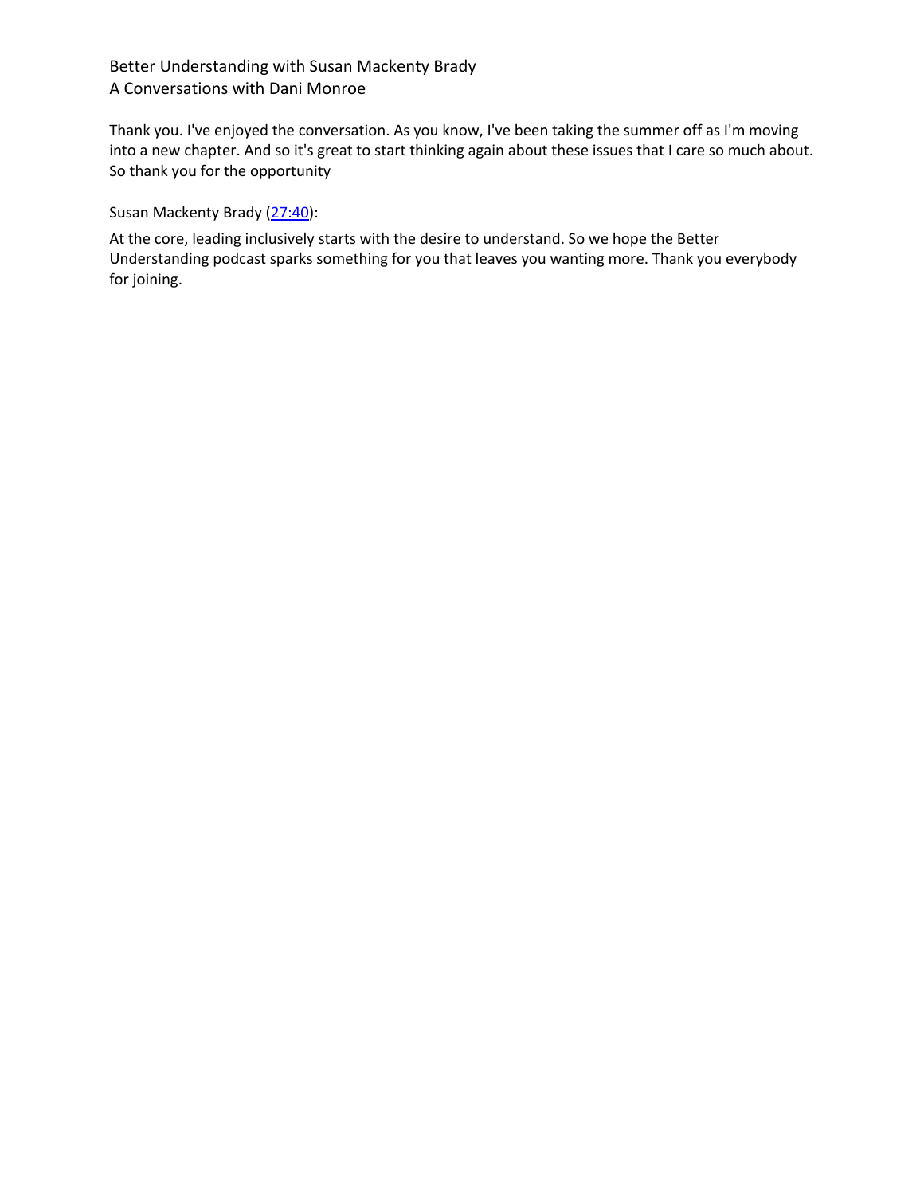Thank you. I've enjoyed the conversation. As you know, I've been taking the summer off as I'm moving into a new chapter. And so it's great to start thinking again about these issues that I care so much about. So thank you for the opportunity

Susan Mackenty Brady (27:40):

At the core, leading inclusively starts with the desire to understand. So we hope the Better Understanding podcast sparks something for you that leaves you wanting more. Thank you everybody for joining.